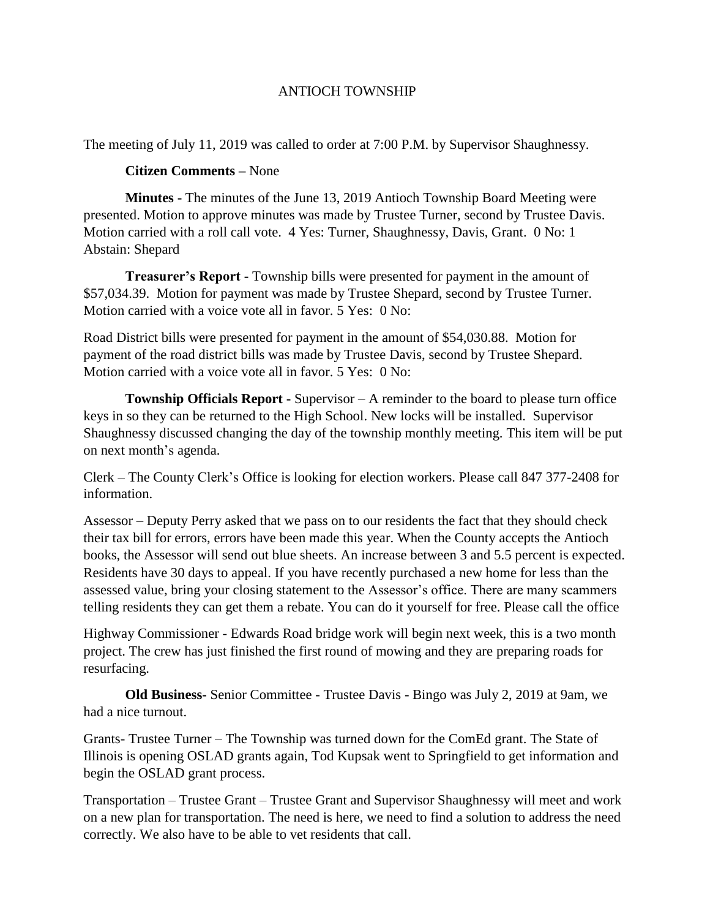# ANTIOCH TOWNSHIP

The meeting of July 11, 2019 was called to order at 7:00 P.M. by Supervisor Shaughnessy.

**Citizen Comments –** None

**Minutes -** The minutes of the June 13, 2019 Antioch Township Board Meeting were presented. Motion to approve minutes was made by Trustee Turner, second by Trustee Davis. Motion carried with a roll call vote. 4 Yes: Turner, Shaughnessy, Davis, Grant. 0 No: 1 Abstain: Shepard

**Treasurer's Report -** Township bills were presented for payment in the amount of $57,034.39. Motion for payment was made by Trustee Shepard, second by Trustee Turner. Motion carried with a voice vote all in favor. 5 Yes: 0 No:

Road District bills were presented for payment in the amount of $54,030.88. Motion for payment of the road district bills was made by Trustee Davis, second by Trustee Shepard. Motion carried with a voice vote all in favor. 5 Yes: 0 No:

**Township Officials Report -** Supervisor – A reminder to the board to please turn office keys in so they can be returned to the High School. New locks will be installed. Supervisor Shaughnessy discussed changing the day of the township monthly meeting. This item will be put on next month's agenda.

Clerk – The County Clerk's Office is looking for election workers. Please call 847 377-2408 for information.

Assessor – Deputy Perry asked that we pass on to our residents the fact that they should check their tax bill for errors, errors have been made this year. When the County accepts the Antioch books, the Assessor will send out blue sheets. An increase between 3 and 5.5 percent is expected. Residents have 30 days to appeal. If you have recently purchased a new home for less than the assessed value, bring your closing statement to the Assessor's office. There are many scammers telling residents they can get them a rebate. You can do it yourself for free. Please call the office

Highway Commissioner - Edwards Road bridge work will begin next week, this is a two month project. The crew has just finished the first round of mowing and they are preparing roads for resurfacing.

**Old Business-** Senior Committee - Trustee Davis - Bingo was July 2, 2019 at 9am, we had a nice turnout.

Grants- Trustee Turner – The Township was turned down for the ComEd grant. The State of Illinois is opening OSLAD grants again, Tod Kupsak went to Springfield to get information and begin the OSLAD grant process.

Transportation – Trustee Grant – Trustee Grant and Supervisor Shaughnessy will meet and work on a new plan for transportation. The need is here, we need to find a solution to address the need correctly. We also have to be able to vet residents that call.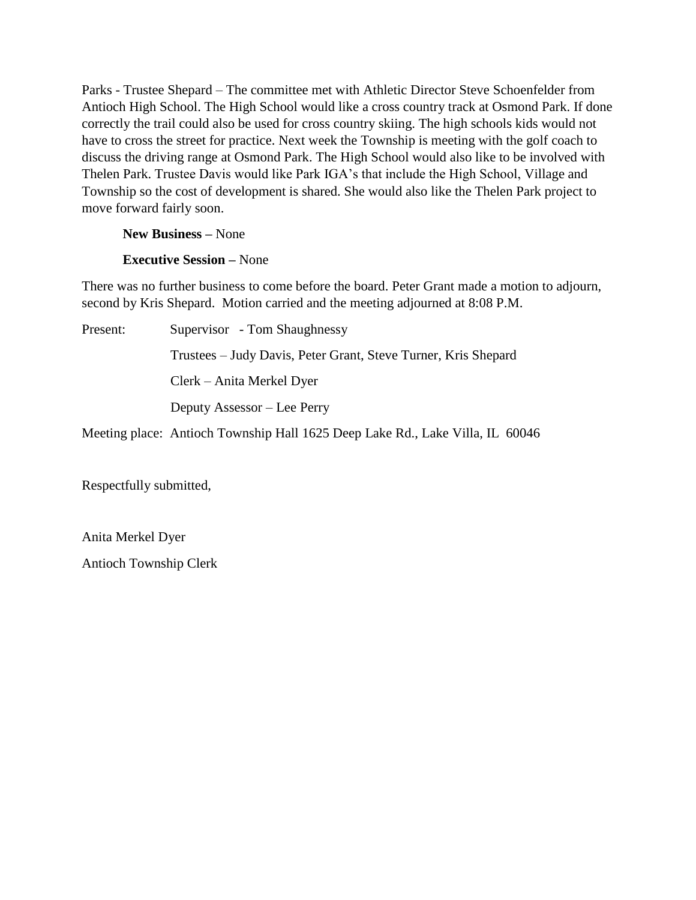Parks - Trustee Shepard – The committee met with Athletic Director Steve Schoenfelder from Antioch High School. The High School would like a cross country track at Osmond Park. If done correctly the trail could also be used for cross country skiing. The high schools kids would not have to cross the street for practice. Next week the Township is meeting with the golf coach to discuss the driving range at Osmond Park. The High School would also like to be involved with Thelen Park. Trustee Davis would like Park IGA's that include the High School, Village and Township so the cost of development is shared. She would also like the Thelen Park project to move forward fairly soon.

**New Business –** None

**Executive Session –** None

There was no further business to come before the board. Peter Grant made a motion to adjourn, second by Kris Shepard. Motion carried and the meeting adjourned at 8:08 P.M.

Present: Supervisor - Tom Shaughnessy

Trustees – Judy Davis, Peter Grant, Steve Turner, Kris Shepard

Clerk – Anita Merkel Dyer

Deputy Assessor – Lee Perry

Meeting place: Antioch Township Hall 1625 Deep Lake Rd., Lake Villa, IL 60046

Respectfully submitted,

Anita Merkel Dyer

Antioch Township Clerk